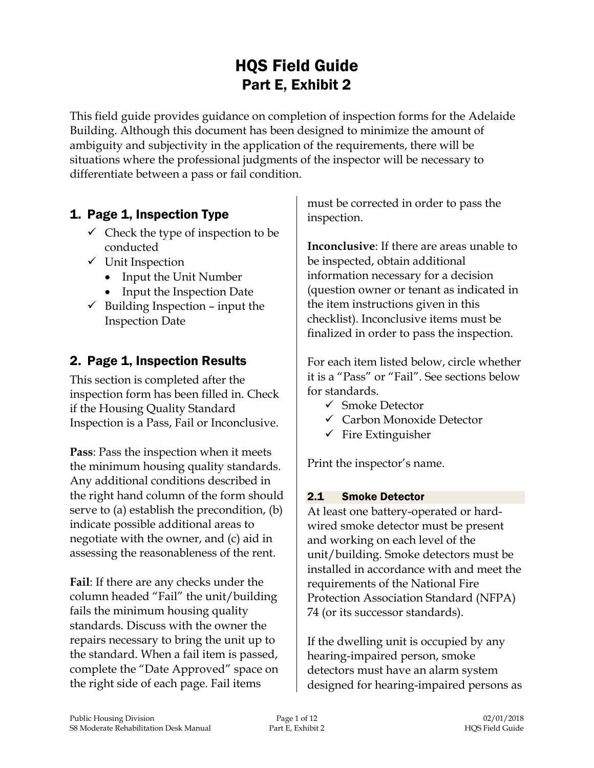# HQS Field Guide

## Part E, Exhibit 2

This field guide provides guidance on completion of inspection forms for the Adelaide Building. Although this document has been designed to minimize the amount of ambiguity and subjectivity in the application of the requirements, there will be situations where the professional judgments of the inspector will be necessary to differentiate between a pass or fail condition.

## 1. Page 1, Inspection Type

- ✓ Check the type of inspection to be conducted
- ✓ Unit Inspection
  - Input the Unit Number
  - Input the Inspection Date
- ✓ Building Inspection – input the Inspection Date

## 2. Page 1, Inspection Results

This section is completed after the inspection form has been filled in. Check if the Housing Quality Standard Inspection is a Pass, Fail or Inconclusive.

**Pass**: Pass the inspection when it meets the minimum housing quality standards. Any additional conditions described in the right hand column of the form should serve to (a) establish the precondition, (b) indicate possible additional areas to negotiate with the owner, and (c) aid in assessing the reasonableness of the rent.

**Fail**: If there are any checks under the column headed "Fail" the unit/building fails the minimum housing quality standards. Discuss with the owner the repairs necessary to bring the unit up to the standard. When a fail item is passed, complete the "Date Approved" space on the right side of each page. Fail items must be corrected in order to pass the inspection.

**Inconclusive**: If there are areas unable to be inspected, obtain additional information necessary for a decision (question owner or tenant as indicated in the item instructions given in this checklist). Inconclusive items must be finalized in order to pass the inspection.

For each item listed below, circle whether it is a "Pass" or "Fail". See sections below for standards.

- ✓ Smoke Detector
- ✓ Carbon Monoxide Detector
- ✓ Fire Extinguisher

Print the inspector's name.

### 2.1 Smoke Detector

At least one battery-operated or hard-wired smoke detector must be present and working on each level of the unit/building. Smoke detectors must be installed in accordance with and meet the requirements of the National Fire Protection Association Standard (NFPA) 74 (or its successor standards).

If the dwelling unit is occupied by any hearing-impaired person, smoke detectors must have an alarm system designed for hearing-impaired persons as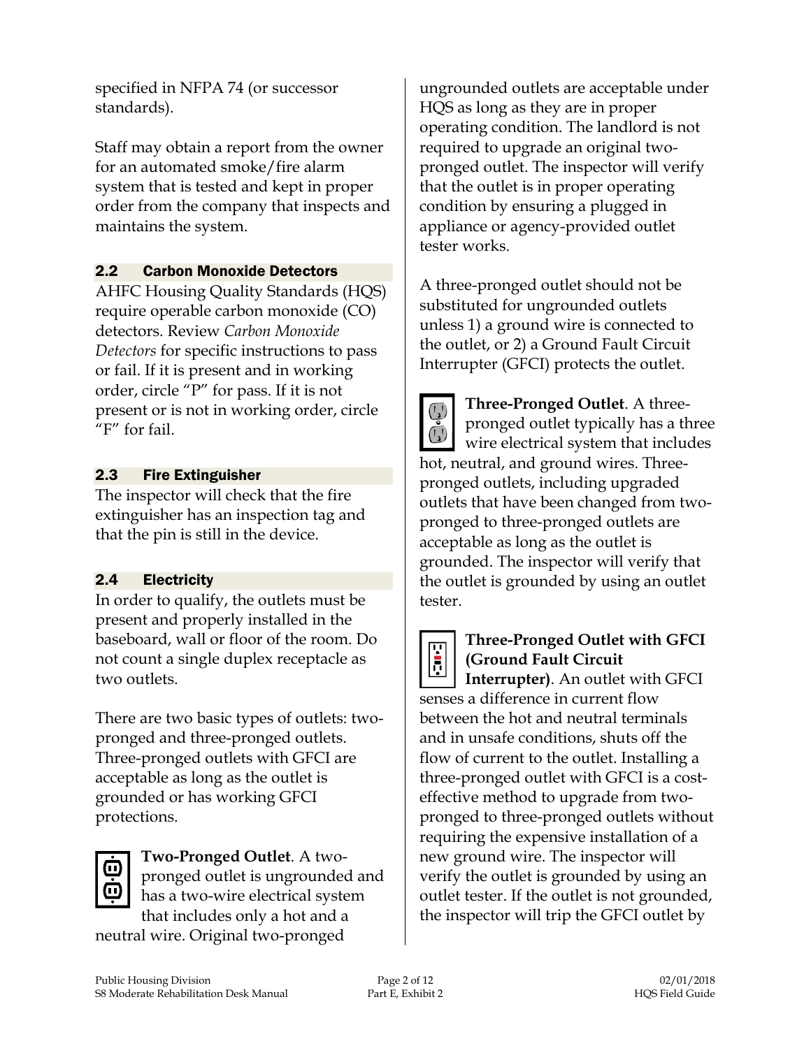specified in NFPA 74 (or successor standards).

Staff may obtain a report from the owner for an automated smoke/fire alarm system that is tested and kept in proper order from the company that inspects and maintains the system.

### 2.2 Carbon Monoxide Detectors

AHFC Housing Quality Standards (HQS) require operable carbon monoxide (CO) detectors. Review *Carbon Monoxide Detectors* for specific instructions to pass or fail. If it is present and in working order, circle "P" for pass. If it is not present or is not in working order, circle "F" for fail.

### 2.3 Fire Extinguisher

The inspector will check that the fire extinguisher has an inspection tag and that the pin is still in the device.

### 2.4 Electricity

In order to qualify, the outlets must be present and properly installed in the baseboard, wall or floor of the room. Do not count a single duplex receptacle as two outlets.

There are two basic types of outlets: two-pronged and three-pronged outlets. Three-pronged outlets with GFCI are acceptable as long as the outlet is grounded or has working GFCI protections.

**Two-Pronged Outlet**. A two-pronged outlet is ungrounded and has a two-wire electrical system that includes only a hot and a neutral wire. Original two-pronged ungrounded outlets are acceptable under HQS as long as they are in proper operating condition. The landlord is not required to upgrade an original two-pronged outlet. The inspector will verify that the outlet is in proper operating condition by ensuring a plugged in appliance or agency-provided outlet tester works.

A three-pronged outlet should not be substituted for ungrounded outlets unless 1) a ground wire is connected to the outlet, or 2) a Ground Fault Circuit Interrupter (GFCI) protects the outlet.

**Three-Pronged Outlet**. A three-pronged outlet typically has a three wire electrical system that includes hot, neutral, and ground wires. Three-pronged outlets, including upgraded outlets that have been changed from two-pronged to three-pronged outlets are acceptable as long as the outlet is grounded. The inspector will verify that the outlet is grounded by using an outlet tester.

**Three-Pronged Outlet with GFCI (Ground Fault Circuit Interrupter)**. An outlet with GFCI senses a difference in current flow between the hot and neutral terminals and in unsafe conditions, shuts off the flow of current to the outlet. Installing a three-pronged outlet with GFCI is a cost-effective method to upgrade from two-pronged to three-pronged outlets without requiring the expensive installation of a new ground wire. The inspector will verify the outlet is grounded by using an outlet tester. If the outlet is not grounded, the inspector will trip the GFCI outlet by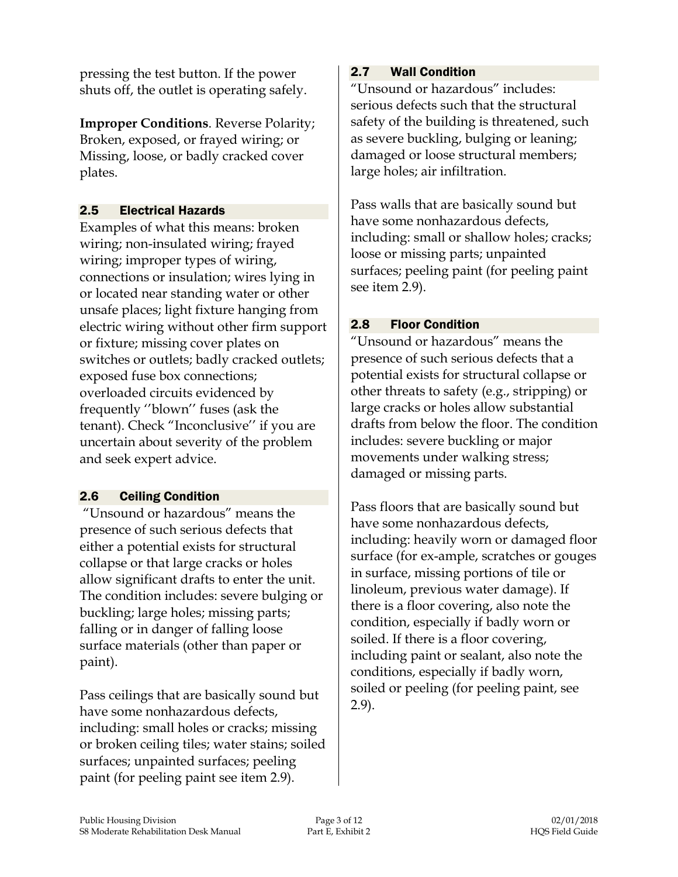pressing the test button. If the power shuts off, the outlet is operating safely.

**Improper Conditions**. Reverse Polarity; Broken, exposed, or frayed wiring; or Missing, loose, or badly cracked cover plates.

### 2.5 Electrical Hazards

Examples of what this means: broken wiring; non-insulated wiring; frayed wiring; improper types of wiring, connections or insulation; wires lying in or located near standing water or other unsafe places; light fixture hanging from electric wiring without other firm support or fixture; missing cover plates on switches or outlets; badly cracked outlets; exposed fuse box connections; overloaded circuits evidenced by frequently ''blown'' fuses (ask the tenant). Check "Inconclusive'' if you are uncertain about severity of the problem and seek expert advice.

### 2.6 Ceiling Condition

"Unsound or hazardous" means the presence of such serious defects that either a potential exists for structural collapse or that large cracks or holes allow significant drafts to enter the unit. The condition includes: severe bulging or buckling; large holes; missing parts; falling or in danger of falling loose surface materials (other than paper or paint).

Pass ceilings that are basically sound but have some nonhazardous defects, including: small holes or cracks; missing or broken ceiling tiles; water stains; soiled surfaces; unpainted surfaces; peeling paint (for peeling paint see item 2.9).

### 2.7 Wall Condition

"Unsound or hazardous" includes: serious defects such that the structural safety of the building is threatened, such as severe buckling, bulging or leaning; damaged or loose structural members; large holes; air infiltration.

Pass walls that are basically sound but have some nonhazardous defects, including: small or shallow holes; cracks; loose or missing parts; unpainted surfaces; peeling paint (for peeling paint see item 2.9).

### 2.8 Floor Condition

"Unsound or hazardous" means the presence of such serious defects that a potential exists for structural collapse or other threats to safety (e.g., stripping) or large cracks or holes allow substantial drafts from below the floor. The condition includes: severe buckling or major movements under walking stress; damaged or missing parts.

Pass floors that are basically sound but have some nonhazardous defects, including: heavily worn or damaged floor surface (for ex-ample, scratches or gouges in surface, missing portions of tile or linoleum, previous water damage). If there is a floor covering, also note the condition, especially if badly worn or soiled. If there is a floor covering, including paint or sealant, also note the conditions, especially if badly worn, soiled or peeling (for peeling paint, see 2.9).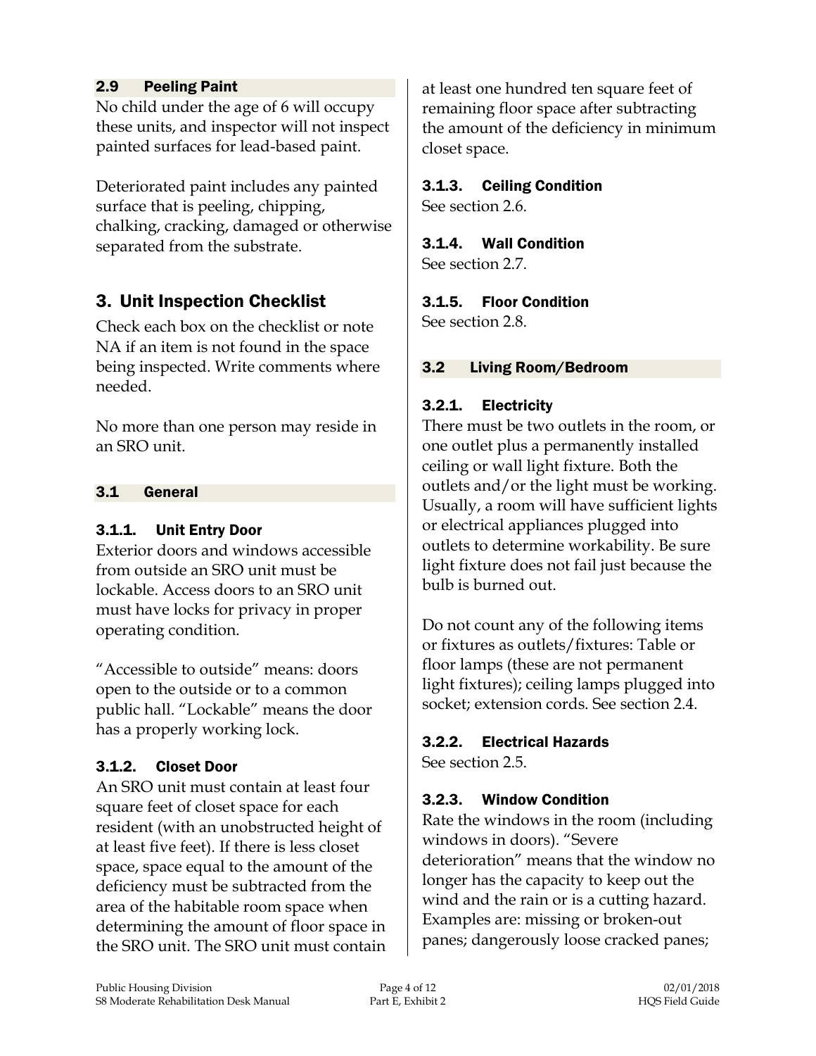### 2.9 Peeling Paint

No child under the age of 6 will occupy these units, and inspector will not inspect painted surfaces for lead-based paint.

Deteriorated paint includes any painted surface that is peeling, chipping, chalking, cracking, damaged or otherwise separated from the substrate.

## 3. Unit Inspection Checklist

Check each box on the checklist or note NA if an item is not found in the space being inspected. Write comments where needed.

No more than one person may reside in an SRO unit.

### 3.1 General

#### 3.1.1. Unit Entry Door

Exterior doors and windows accessible from outside an SRO unit must be lockable. Access doors to an SRO unit must have locks for privacy in proper operating condition.

"Accessible to outside" means: doors open to the outside or to a common public hall. "Lockable" means the door has a properly working lock.

#### 3.1.2. Closet Door

An SRO unit must contain at least four square feet of closet space for each resident (with an unobstructed height of at least five feet). If there is less closet space, space equal to the amount of the deficiency must be subtracted from the area of the habitable room space when determining the amount of floor space in the SRO unit. The SRO unit must contain at least one hundred ten square feet of remaining floor space after subtracting the amount of the deficiency in minimum closet space.

#### 3.1.3. Ceiling Condition

See section 2.6.

#### 3.1.4. Wall Condition

See section 2.7.

#### 3.1.5. Floor Condition

See section 2.8.

### 3.2 Living Room/Bedroom

#### 3.2.1. Electricity

There must be two outlets in the room, or one outlet plus a permanently installed ceiling or wall light fixture. Both the outlets and/or the light must be working. Usually, a room will have sufficient lights or electrical appliances plugged into outlets to determine workability. Be sure light fixture does not fail just because the bulb is burned out.

Do not count any of the following items or fixtures as outlets/fixtures: Table or floor lamps (these are not permanent light fixtures); ceiling lamps plugged into socket; extension cords. See section 2.4.

#### 3.2.2. Electrical Hazards

See section 2.5.

#### 3.2.3. Window Condition

Rate the windows in the room (including windows in doors). "Severe deterioration" means that the window no longer has the capacity to keep out the wind and the rain or is a cutting hazard. Examples are: missing or broken-out panes; dangerously loose cracked panes;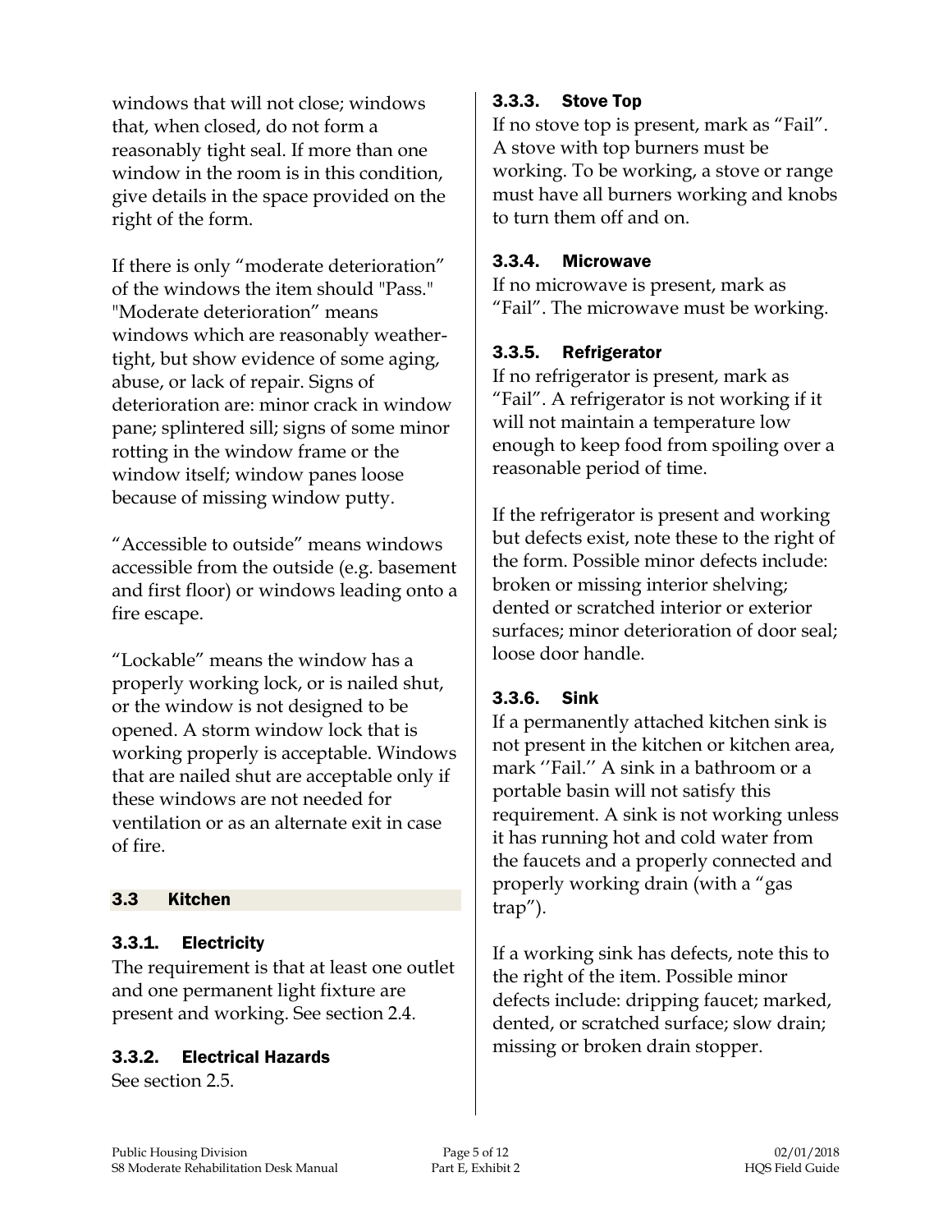windows that will not close; windows that, when closed, do not form a reasonably tight seal. If more than one window in the room is in this condition, give details in the space provided on the right of the form.

If there is only "moderate deterioration" of the windows the item should "Pass." "Moderate deterioration" means windows which are reasonably weather-tight, but show evidence of some aging, abuse, or lack of repair. Signs of deterioration are: minor crack in window pane; splintered sill; signs of some minor rotting in the window frame or the window itself; window panes loose because of missing window putty.

"Accessible to outside" means windows accessible from the outside (e.g. basement and first floor) or windows leading onto a fire escape.

"Lockable" means the window has a properly working lock, or is nailed shut, or the window is not designed to be opened. A storm window lock that is working properly is acceptable. Windows that are nailed shut are acceptable only if these windows are not needed for ventilation or as an alternate exit in case of fire.

## 3.3 Kitchen

### 3.3.1. Electricity

The requirement is that at least one outlet and one permanent light fixture are present and working. See section 2.4.

### 3.3.2. Electrical Hazards

See section 2.5.

### 3.3.3. Stove Top

If no stove top is present, mark as "Fail". A stove with top burners must be working. To be working, a stove or range must have all burners working and knobs to turn them off and on.

### 3.3.4. Microwave

If no microwave is present, mark as "Fail". The microwave must be working.

### 3.3.5. Refrigerator

If no refrigerator is present, mark as "Fail". A refrigerator is not working if it will not maintain a temperature low enough to keep food from spoiling over a reasonable period of time.

If the refrigerator is present and working but defects exist, note these to the right of the form. Possible minor defects include: broken or missing interior shelving; dented or scratched interior or exterior surfaces; minor deterioration of door seal; loose door handle.

### 3.3.6. Sink

If a permanently attached kitchen sink is not present in the kitchen or kitchen area, mark ''Fail.'' A sink in a bathroom or a portable basin will not satisfy this requirement. A sink is not working unless it has running hot and cold water from the faucets and a properly connected and properly working drain (with a "gas trap").

If a working sink has defects, note this to the right of the item. Possible minor defects include: dripping faucet; marked, dented, or scratched surface; slow drain; missing or broken drain stopper.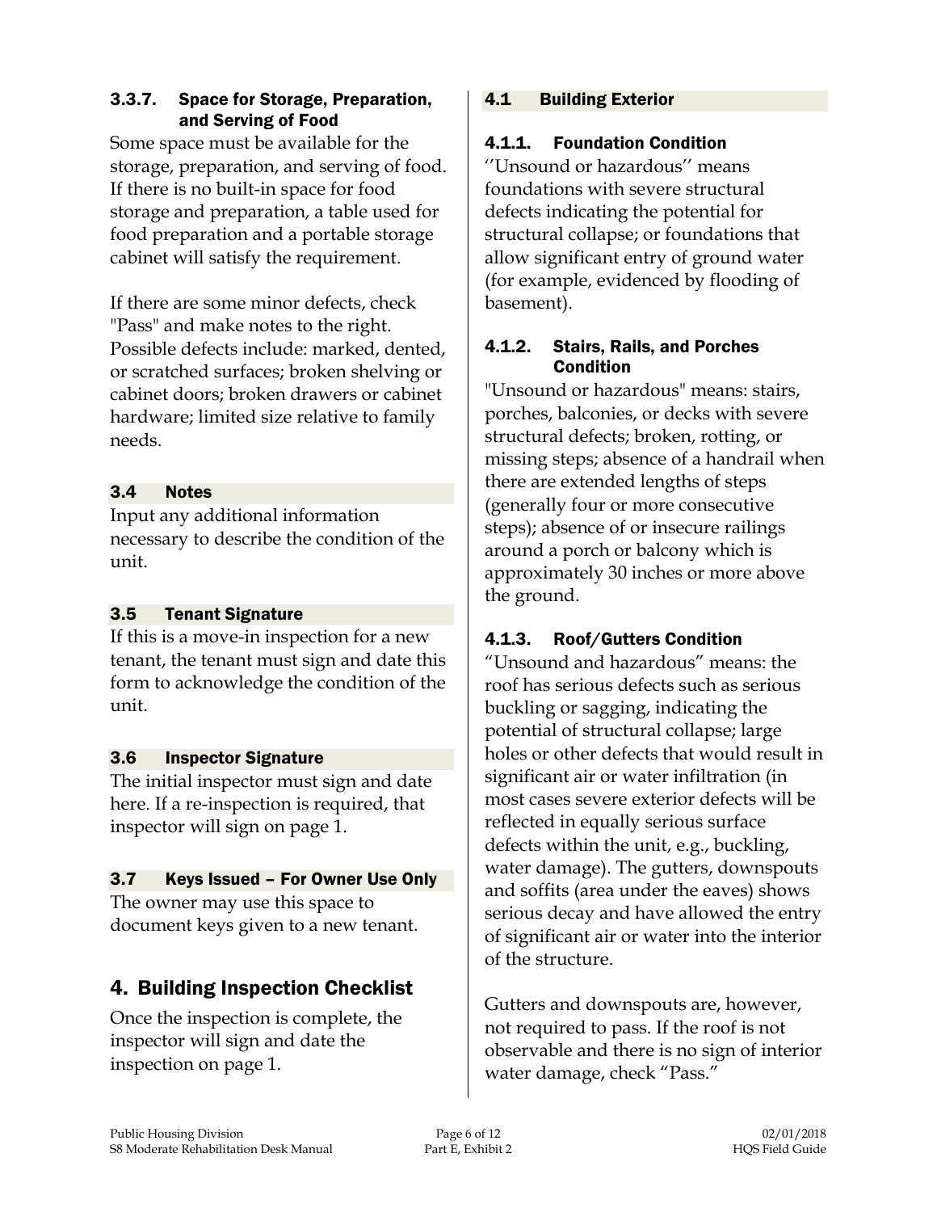#### 3.3.7. Space for Storage, Preparation, and Serving of Food

Some space must be available for the storage, preparation, and serving of food. If there is no built-in space for food storage and preparation, a table used for food preparation and a portable storage cabinet will satisfy the requirement.

If there are some minor defects, check "Pass" and make notes to the right. Possible defects include: marked, dented, or scratched surfaces; broken shelving or cabinet doors; broken drawers or cabinet hardware; limited size relative to family needs.

### 3.4 Notes

Input any additional information necessary to describe the condition of the unit.

### 3.5 Tenant Signature

If this is a move-in inspection for a new tenant, the tenant must sign and date this form to acknowledge the condition of the unit.

### 3.6 Inspector Signature

The initial inspector must sign and date here. If a re-inspection is required, that inspector will sign on page 1.

### 3.7 Keys Issued – For Owner Use Only

The owner may use this space to document keys given to a new tenant.

## 4. Building Inspection Checklist

Once the inspection is complete, the inspector will sign and date the inspection on page 1.

### 4.1 Building Exterior

#### 4.1.1. Foundation Condition

''Unsound or hazardous'' means foundations with severe structural defects indicating the potential for structural collapse; or foundations that allow significant entry of ground water (for example, evidenced by flooding of basement).

#### 4.1.2. Stairs, Rails, and Porches Condition

"Unsound or hazardous" means: stairs, porches, balconies, or decks with severe structural defects; broken, rotting, or missing steps; absence of a handrail when there are extended lengths of steps (generally four or more consecutive steps); absence of or insecure railings around a porch or balcony which is approximately 30 inches or more above the ground.

#### 4.1.3. Roof/Gutters Condition

"Unsound and hazardous" means: the roof has serious defects such as serious buckling or sagging, indicating the potential of structural collapse; large holes or other defects that would result in significant air or water infiltration (in most cases severe exterior defects will be reflected in equally serious surface defects within the unit, e.g., buckling, water damage). The gutters, downspouts and soffits (area under the eaves) shows serious decay and have allowed the entry of significant air or water into the interior of the structure.

Gutters and downspouts are, however, not required to pass. If the roof is not observable and there is no sign of interior water damage, check "Pass."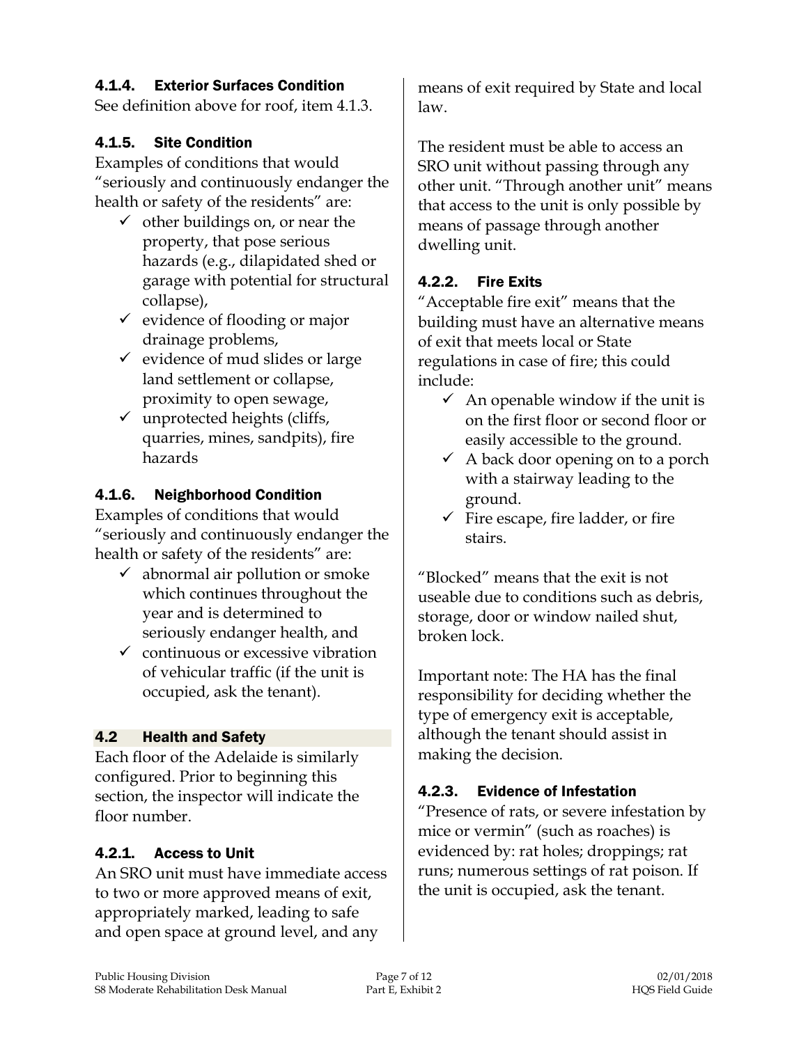#### 4.1.4. Exterior Surfaces Condition

See definition above for roof, item 4.1.3.

#### 4.1.5. Site Condition

Examples of conditions that would "seriously and continuously endanger the health or safety of the residents" are:

- ✓ other buildings on, or near the property, that pose serious hazards (e.g., dilapidated shed or garage with potential for structural collapse),
- ✓ evidence of flooding or major drainage problems,
- ✓ evidence of mud slides or large land settlement or collapse, proximity to open sewage,
- ✓ unprotected heights (cliffs, quarries, mines, sandpits), fire hazards

#### 4.1.6. Neighborhood Condition

Examples of conditions that would "seriously and continuously endanger the health or safety of the residents" are:

- ✓ abnormal air pollution or smoke which continues throughout the year and is determined to seriously endanger health, and
- ✓ continuous or excessive vibration of vehicular traffic (if the unit is occupied, ask the tenant).

### 4.2 Health and Safety

Each floor of the Adelaide is similarly configured. Prior to beginning this section, the inspector will indicate the floor number.

#### 4.2.1. Access to Unit

An SRO unit must have immediate access to two or more approved means of exit, appropriately marked, leading to safe and open space at ground level, and any means of exit required by State and local law.

The resident must be able to access an SRO unit without passing through any other unit. "Through another unit" means that access to the unit is only possible by means of passage through another dwelling unit.

#### 4.2.2. Fire Exits

"Acceptable fire exit" means that the building must have an alternative means of exit that meets local or State regulations in case of fire; this could include:

- ✓ An openable window if the unit is on the first floor or second floor or easily accessible to the ground.
- ✓ A back door opening on to a porch with a stairway leading to the ground.
- ✓ Fire escape, fire ladder, or fire stairs.

"Blocked" means that the exit is not useable due to conditions such as debris, storage, door or window nailed shut, broken lock.

Important note: The HA has the final responsibility for deciding whether the type of emergency exit is acceptable, although the tenant should assist in making the decision.

#### 4.2.3. Evidence of Infestation

"Presence of rats, or severe infestation by mice or vermin" (such as roaches) is evidenced by: rat holes; droppings; rat runs; numerous settings of rat poison. If the unit is occupied, ask the tenant.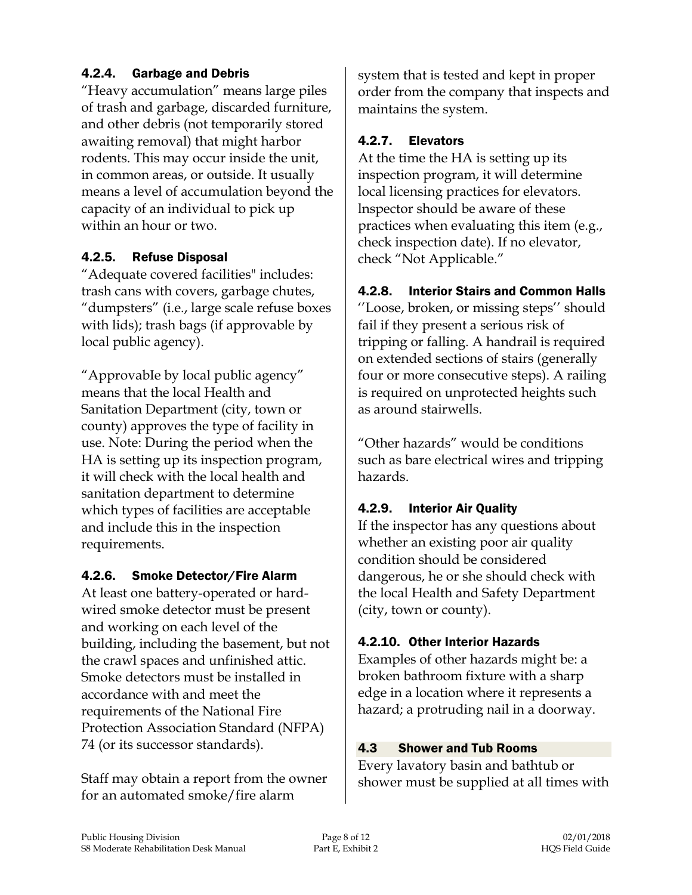### 4.2.4. Garbage and Debris

"Heavy accumulation" means large piles of trash and garbage, discarded furniture, and other debris (not temporarily stored awaiting removal) that might harbor rodents. This may occur inside the unit, in common areas, or outside. It usually means a level of accumulation beyond the capacity of an individual to pick up within an hour or two.

### 4.2.5. Refuse Disposal

"Adequate covered facilities" includes: trash cans with covers, garbage chutes, "dumpsters" (i.e., large scale refuse boxes with lids); trash bags (if approvable by local public agency).

"Approvable by local public agency" means that the local Health and Sanitation Department (city, town or county) approves the type of facility in use. Note: During the period when the HA is setting up its inspection program, it will check with the local health and sanitation department to determine which types of facilities are acceptable and include this in the inspection requirements.

### 4.2.6. Smoke Detector/Fire Alarm

At least one battery-operated or hard-wired smoke detector must be present and working on each level of the building, including the basement, but not the crawl spaces and unfinished attic. Smoke detectors must be installed in accordance with and meet the requirements of the National Fire Protection Association Standard (NFPA) 74 (or its successor standards).

Staff may obtain a report from the owner for an automated smoke/fire alarm system that is tested and kept in proper order from the company that inspects and maintains the system.

### 4.2.7. Elevators

At the time the HA is setting up its inspection program, it will determine local licensing practices for elevators. Inspector should be aware of these practices when evaluating this item (e.g., check inspection date). If no elevator, check "Not Applicable."

### 4.2.8. Interior Stairs and Common Halls

"Loose, broken, or missing steps" should fail if they present a serious risk of tripping or falling. A handrail is required on extended sections of stairs (generally four or more consecutive steps). A railing is required on unprotected heights such as around stairwells.

"Other hazards" would be conditions such as bare electrical wires and tripping hazards.

### 4.2.9. Interior Air Quality

If the inspector has any questions about whether an existing poor air quality condition should be considered dangerous, he or she should check with the local Health and Safety Department (city, town or county).

### 4.2.10. Other Interior Hazards

Examples of other hazards might be: a broken bathroom fixture with a sharp edge in a location where it represents a hazard; a protruding nail in a doorway.

## 4.3 Shower and Tub Rooms

Every lavatory basin and bathtub or shower must be supplied at all times with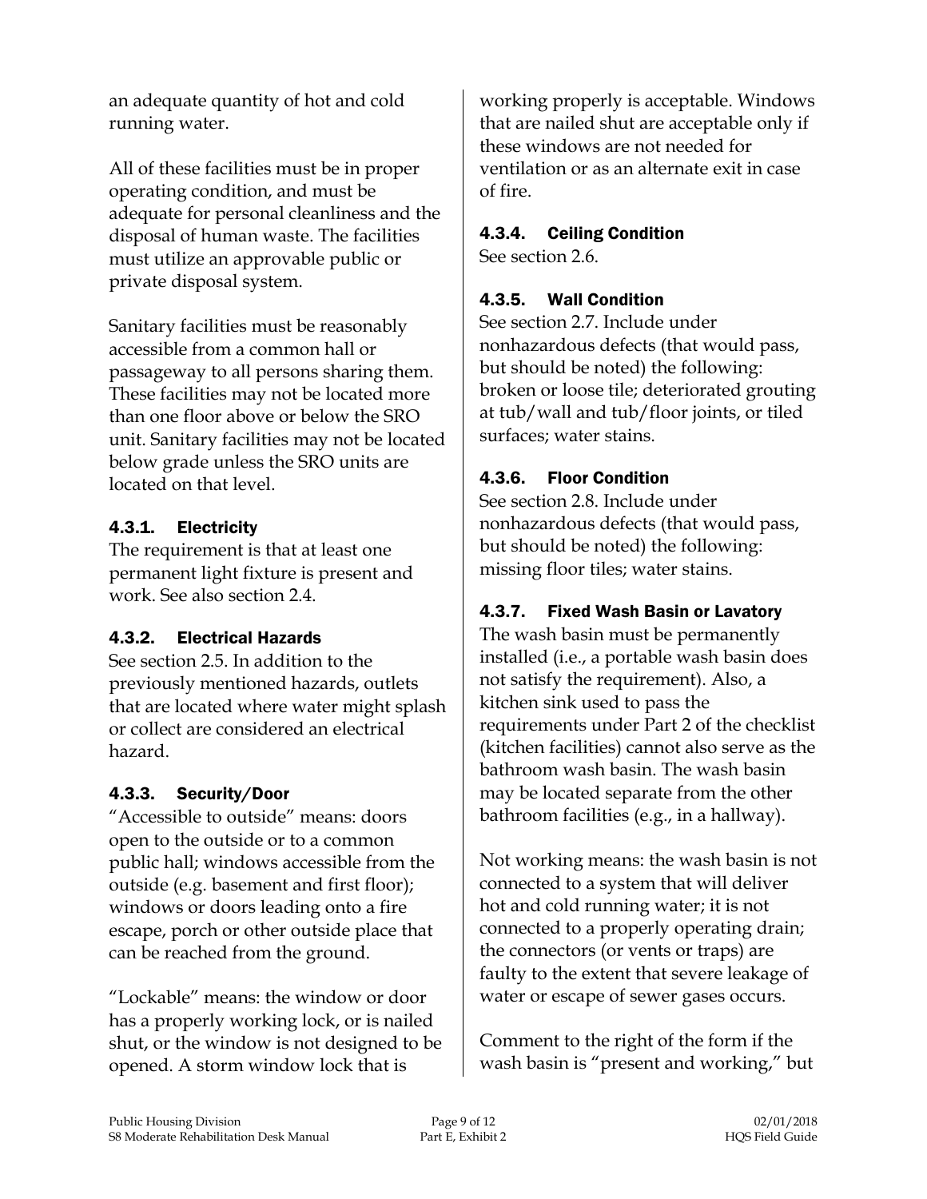an adequate quantity of hot and cold running water.

All of these facilities must be in proper operating condition, and must be adequate for personal cleanliness and the disposal of human waste. The facilities must utilize an approvable public or private disposal system.

Sanitary facilities must be reasonably accessible from a common hall or passageway to all persons sharing them. These facilities may not be located more than one floor above or below the SRO unit. Sanitary facilities may not be located below grade unless the SRO units are located on that level.

#### 4.3.1. Electricity

The requirement is that at least one permanent light fixture is present and work. See also section 2.4.

#### 4.3.2. Electrical Hazards

See section 2.5. In addition to the previously mentioned hazards, outlets that are located where water might splash or collect are considered an electrical hazard.

#### 4.3.3. Security/Door

"Accessible to outside" means: doors open to the outside or to a common public hall; windows accessible from the outside (e.g. basement and first floor); windows or doors leading onto a fire escape, porch or other outside place that can be reached from the ground.

"Lockable" means: the window or door has a properly working lock, or is nailed shut, or the window is not designed to be opened. A storm window lock that is working properly is acceptable. Windows that are nailed shut are acceptable only if these windows are not needed for ventilation or as an alternate exit in case of fire.

#### 4.3.4. Ceiling Condition

See section 2.6.

#### 4.3.5. Wall Condition

See section 2.7. Include under nonhazardous defects (that would pass, but should be noted) the following: broken or loose tile; deteriorated grouting at tub/wall and tub/floor joints, or tiled surfaces; water stains.

#### 4.3.6. Floor Condition

See section 2.8. Include under nonhazardous defects (that would pass, but should be noted) the following: missing floor tiles; water stains.

#### 4.3.7. Fixed Wash Basin or Lavatory

The wash basin must be permanently installed (i.e., a portable wash basin does not satisfy the requirement). Also, a kitchen sink used to pass the requirements under Part 2 of the checklist (kitchen facilities) cannot also serve as the bathroom wash basin. The wash basin may be located separate from the other bathroom facilities (e.g., in a hallway).

Not working means: the wash basin is not connected to a system that will deliver hot and cold running water; it is not connected to a properly operating drain; the connectors (or vents or traps) are faulty to the extent that severe leakage of water or escape of sewer gases occurs.

Comment to the right of the form if the wash basin is "present and working," but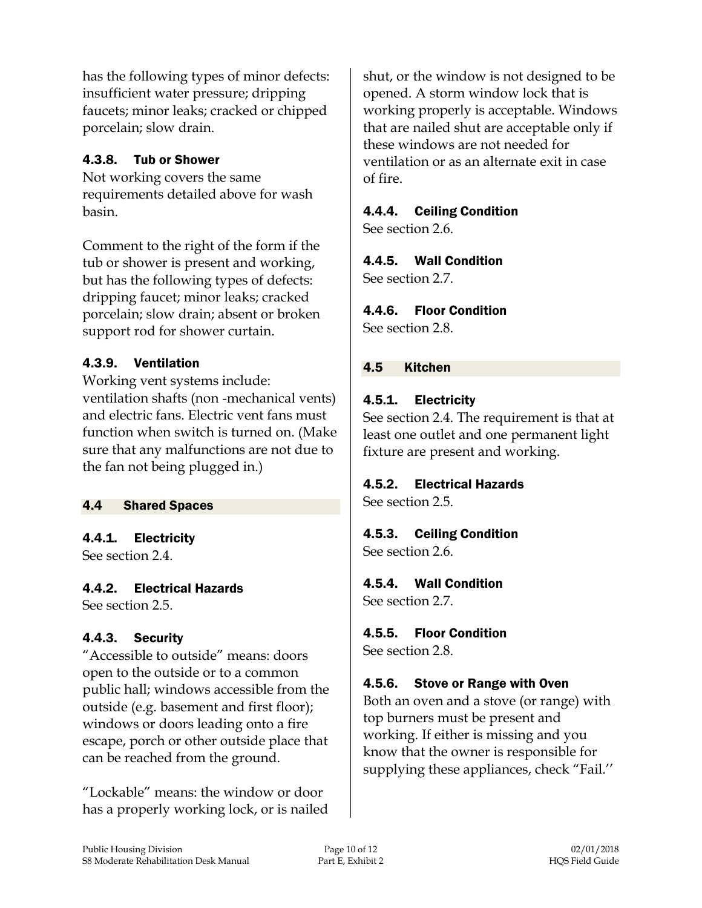has the following types of minor defects: insufficient water pressure; dripping faucets; minor leaks; cracked or chipped porcelain; slow drain.

#### 4.3.8. Tub or Shower

Not working covers the same requirements detailed above for wash basin.

Comment to the right of the form if the tub or shower is present and working, but has the following types of defects: dripping faucet; minor leaks; cracked porcelain; slow drain; absent or broken support rod for shower curtain.

#### 4.3.9. Ventilation

Working vent systems include: ventilation shafts (non -mechanical vents) and electric fans. Electric vent fans must function when switch is turned on. (Make sure that any malfunctions are not due to the fan not being plugged in.)

### 4.4 Shared Spaces

#### 4.4.1. Electricity

See section 2.4.

#### 4.4.2. Electrical Hazards

See section 2.5.

#### 4.4.3. Security

"Accessible to outside" means: doors open to the outside or to a common public hall; windows accessible from the outside (e.g. basement and first floor); windows or doors leading onto a fire escape, porch or other outside place that can be reached from the ground.

"Lockable" means: the window or door has a properly working lock, or is nailed shut, or the window is not designed to be opened. A storm window lock that is working properly is acceptable. Windows that are nailed shut are acceptable only if these windows are not needed for ventilation or as an alternate exit in case of fire.

#### 4.4.4. Ceiling Condition

See section 2.6.

#### 4.4.5. Wall Condition

See section 2.7.

#### 4.4.6. Floor Condition

See section 2.8.

### 4.5 Kitchen

#### 4.5.1. Electricity

See section 2.4. The requirement is that at least one outlet and one permanent light fixture are present and working.

#### 4.5.2. Electrical Hazards

See section 2.5.

#### 4.5.3. Ceiling Condition

See section 2.6.

#### 4.5.4. Wall Condition

See section 2.7.

#### 4.5.5. Floor Condition

See section 2.8.

#### 4.5.6. Stove or Range with Oven

Both an oven and a stove (or range) with top burners must be present and working. If either is missing and you know that the owner is responsible for supplying these appliances, check "Fail.''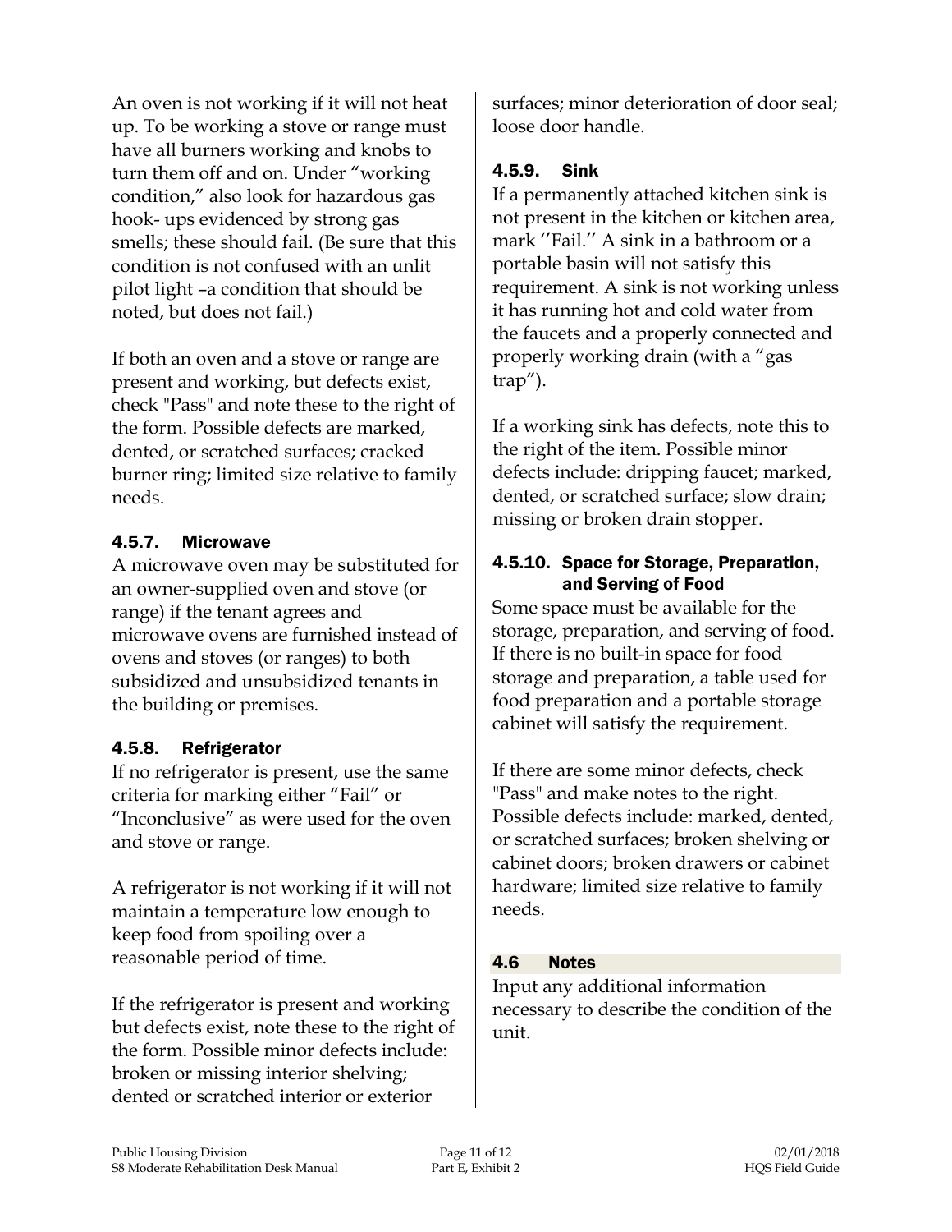An oven is not working if it will not heat up. To be working a stove or range must have all burners working and knobs to turn them off and on. Under "working condition," also look for hazardous gas hook- ups evidenced by strong gas smells; these should fail. (Be sure that this condition is not confused with an unlit pilot light –a condition that should be noted, but does not fail.)

If both an oven and a stove or range are present and working, but defects exist, check "Pass" and note these to the right of the form. Possible defects are marked, dented, or scratched surfaces; cracked burner ring; limited size relative to family needs.

### 4.5.7. Microwave

A microwave oven may be substituted for an owner-supplied oven and stove (or range) if the tenant agrees and microwave ovens are furnished instead of ovens and stoves (or ranges) to both subsidized and unsubsidized tenants in the building or premises.

### 4.5.8. Refrigerator

If no refrigerator is present, use the same criteria for marking either "Fail" or "Inconclusive" as were used for the oven and stove or range.

A refrigerator is not working if it will not maintain a temperature low enough to keep food from spoiling over a reasonable period of time.

If the refrigerator is present and working but defects exist, note these to the right of the form. Possible minor defects include: broken or missing interior shelving; dented or scratched interior or exterior surfaces; minor deterioration of door seal; loose door handle.

### 4.5.9. Sink

If a permanently attached kitchen sink is not present in the kitchen or kitchen area, mark ''Fail.'' A sink in a bathroom or a portable basin will not satisfy this requirement. A sink is not working unless it has running hot and cold water from the faucets and a properly connected and properly working drain (with a "gas trap").

If a working sink has defects, note this to the right of the item. Possible minor defects include: dripping faucet; marked, dented, or scratched surface; slow drain; missing or broken drain stopper.

### 4.5.10. Space for Storage, Preparation, and Serving of Food

Some space must be available for the storage, preparation, and serving of food. If there is no built-in space for food storage and preparation, a table used for food preparation and a portable storage cabinet will satisfy the requirement.

If there are some minor defects, check "Pass" and make notes to the right. Possible defects include: marked, dented, or scratched surfaces; broken shelving or cabinet doors; broken drawers or cabinet hardware; limited size relative to family needs.

## 4.6 Notes

Input any additional information necessary to describe the condition of the unit.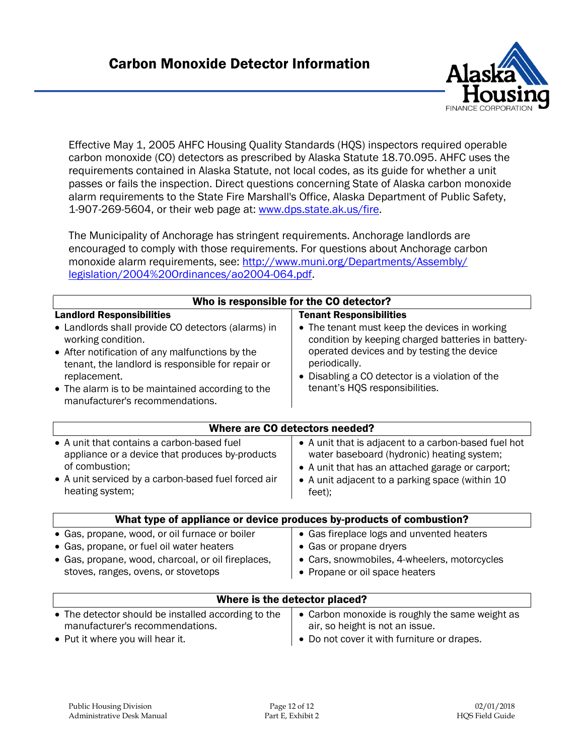# Carbon Monoxide Detector Information

Effective May 1, 2005 AHFC Housing Quality Standards (HQS) inspectors required operable carbon monoxide (CO) detectors as prescribed by Alaska Statute 18.70.095. AHFC uses the requirements contained in Alaska Statute, not local codes, as its guide for whether a unit passes or fails the inspection. Direct questions concerning State of Alaska carbon monoxide alarm requirements to the State Fire Marshall's Office, Alaska Department of Public Safety, 1-907-269-5604, or their web page at: www.dps.state.ak.us/fire.

The Municipality of Anchorage has stringent requirements. Anchorage landlords are encouraged to comply with those requirements. For questions about Anchorage carbon monoxide alarm requirements, see: http://www.muni.org/Departments/Assembly/legislation/2004%20Ordinances/ao2004-064.pdf.

| Who is responsible for the CO detector? | |
|---|---|
| **Landlord Responsibilities** | **Tenant Responsibilities** |
| • Landlords shall provide CO detectors (alarms) in working condition.<br>• After notification of any malfunctions by the tenant, the landlord is responsible for repair or replacement.<br>• The alarm is to be maintained according to the manufacturer's recommendations. | • The tenant must keep the devices in working condition by keeping charged batteries in battery-operated devices and by testing the device periodically.<br>• Disabling a CO detector is a violation of the tenant's HQS responsibilities. |

| Where are CO detectors needed? | |
|---|---|
| • A unit that contains a carbon-based fuel appliance or a device that produces by-products of combustion;<br>• A unit serviced by a carbon-based fuel forced air heating system; | • A unit that is adjacent to a carbon-based fuel hot water baseboard (hydronic) heating system;<br>• A unit that has an attached garage or carport;<br>• A unit adjacent to a parking space (within 10 feet); |

| What type of appliance or device produces by-products of combustion? | |
|---|---|
| • Gas, propane, wood, or oil furnace or boiler<br>• Gas, propane, or fuel oil water heaters<br>• Gas, propane, wood, charcoal, or oil fireplaces, stoves, ranges, ovens, or stovetops | • Gas fireplace logs and unvented heaters<br>• Gas or propane dryers<br>• Cars, snowmobiles, 4-wheelers, motorcycles<br>• Propane or oil space heaters |

| Where is the detector placed? | |
|---|---|
| • The detector should be installed according to the manufacturer's recommendations.<br>• Put it where you will hear it. | • Carbon monoxide is roughly the same weight as air, so height is not an issue.<br>• Do not cover it with furniture or drapes. |